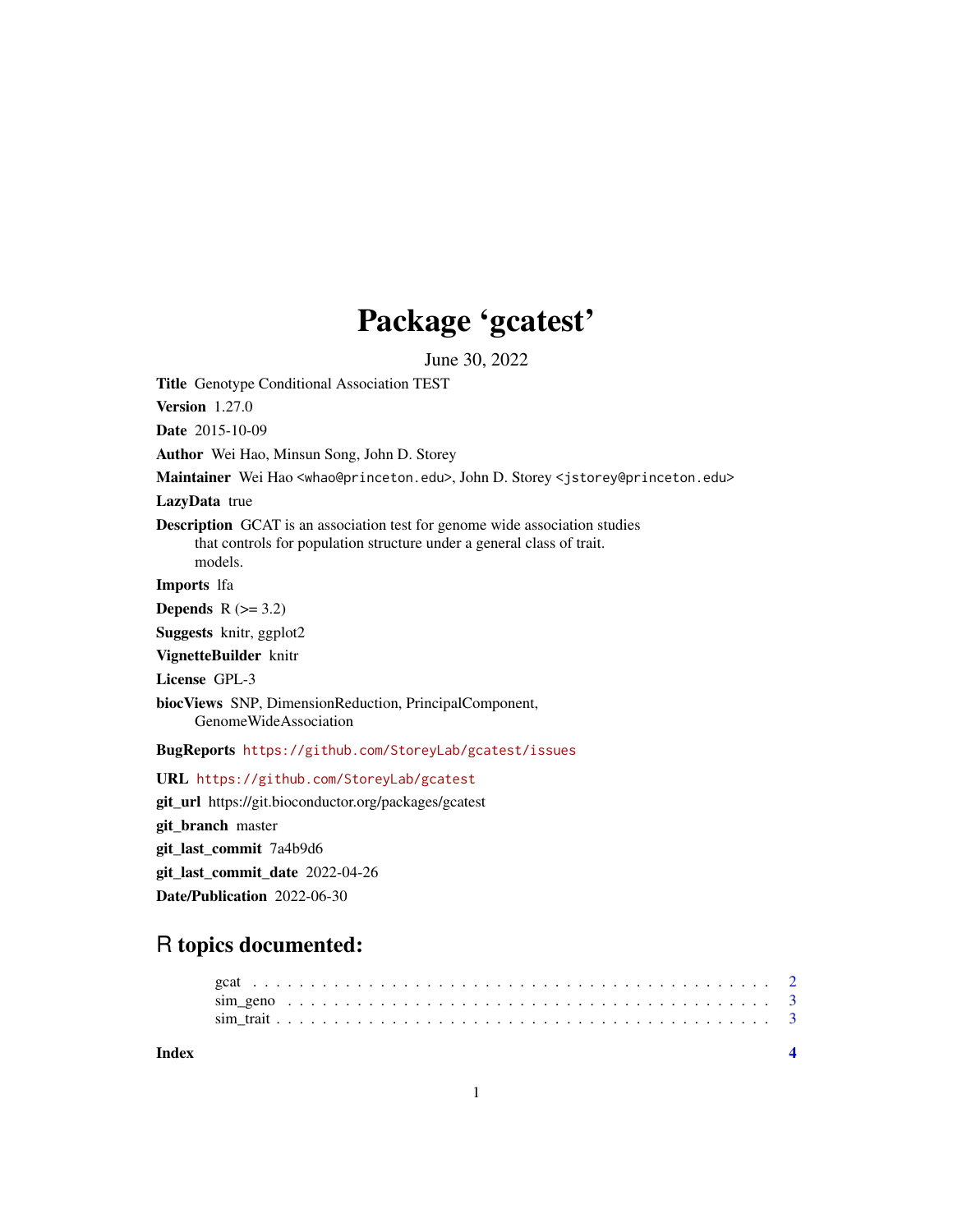# Package 'gcatest'

June 30, 2022

**Title** Genotype Conditional Association TEST

**Version** 1.27.0

**Date** 2015-10-09

**Author** Wei Hao, Minsun Song, John D. Storey

**Maintainer** Wei Hao <whao@princeton.edu>, John D. Storey <jstorey@princeton.edu>

**LazyData** true

**Description** GCAT is an association test for genome wide association studies that controls for population structure under a general class of trait. models.

**Imports** lfa

**Depends** R (>= 3.2)

**Suggests** knitr, ggplot2

**VignetteBuilder** knitr

**License** GPL-3

**biocViews** SNP, DimensionReduction, PrincipalComponent, GenomeWideAssociation

**BugReports** https://github.com/StoreyLab/gcatest/issues

**URL** https://github.com/StoreyLab/gcatest

**git_url** https://git.bioconductor.org/packages/gcatest

**git_branch** master

**git_last_commit** 7a4b9d6

**git_last_commit_date** 2022-04-26

**Date/Publication** 2022-06-30

## R topics documented:

- gcat . . . . . . . . . . . . . . . . . . . . . . . . . . . . . . . . . . . . . . . . . . 2
- sim_geno . . . . . . . . . . . . . . . . . . . . . . . . . . . . . . . . . . . . . . . 3
- sim_trait . . . . . . . . . . . . . . . . . . . . . . . . . . . . . . . . . . . . . . . 3

**Index** 4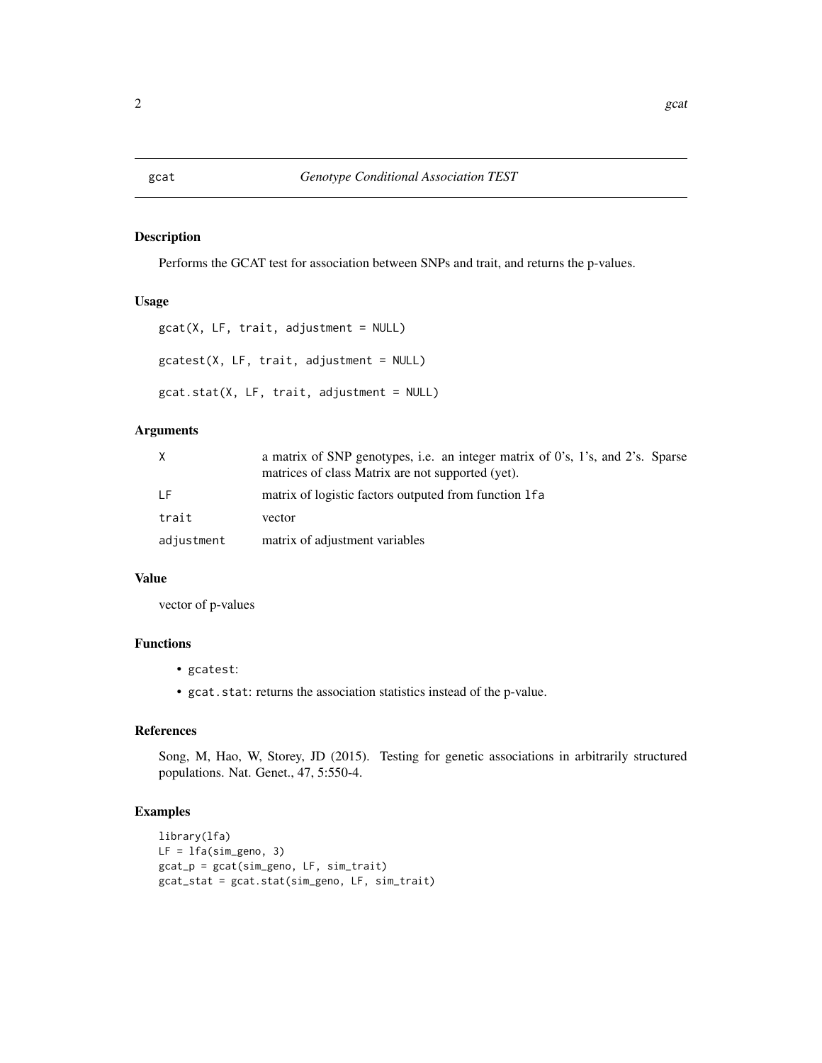# gcat — *Genotype Conditional Association TEST*

## Description

Performs the GCAT test for association between SNPs and trait, and returns the p-values.

## Usage

```
gcat(X, LF, trait, adjustment = NULL)

gcatest(X, LF, trait, adjustment = NULL)

gcat.stat(X, LF, trait, adjustment = NULL)
```

## Arguments

| | |
|---|---|
| `X` | a matrix of SNP genotypes, i.e. an integer matrix of 0's, 1's, and 2's. Sparse matrices of class Matrix are not supported (yet). |
| `LF` | matrix of logistic factors outputed from function `lfa` |
| `trait` | vector |
| `adjustment` | matrix of adjustment variables |

## Value

vector of p-values

## Functions

- `gcatest`:
- `gcat.stat`: returns the association statistics instead of the p-value.

## References

Song, M, Hao, W, Storey, JD (2015). Testing for genetic associations in arbitrarily structured populations. Nat. Genet., 47, 5:550-4.

## Examples

```
library(lfa)
LF = lfa(sim_geno, 3)
gcat_p = gcat(sim_geno, LF, sim_trait)
gcat_stat = gcat.stat(sim_geno, LF, sim_trait)
```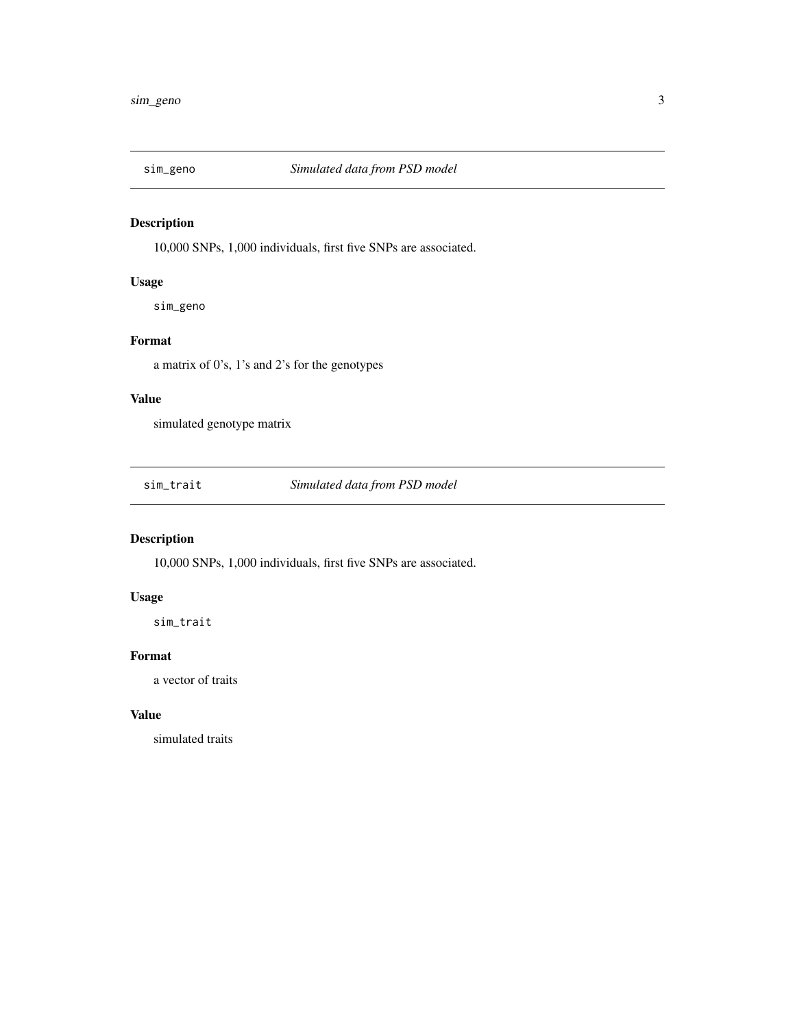## sim_geno *Simulated data from PSD model*

### Description

10,000 SNPs, 1,000 individuals, first five SNPs are associated.

### Usage

```
sim_geno
```

### Format

a matrix of 0's, 1's and 2's for the genotypes

### Value

simulated genotype matrix

## sim_trait *Simulated data from PSD model*

### Description

10,000 SNPs, 1,000 individuals, first five SNPs are associated.

### Usage

```
sim_trait
```

### Format

a vector of traits

### Value

simulated traits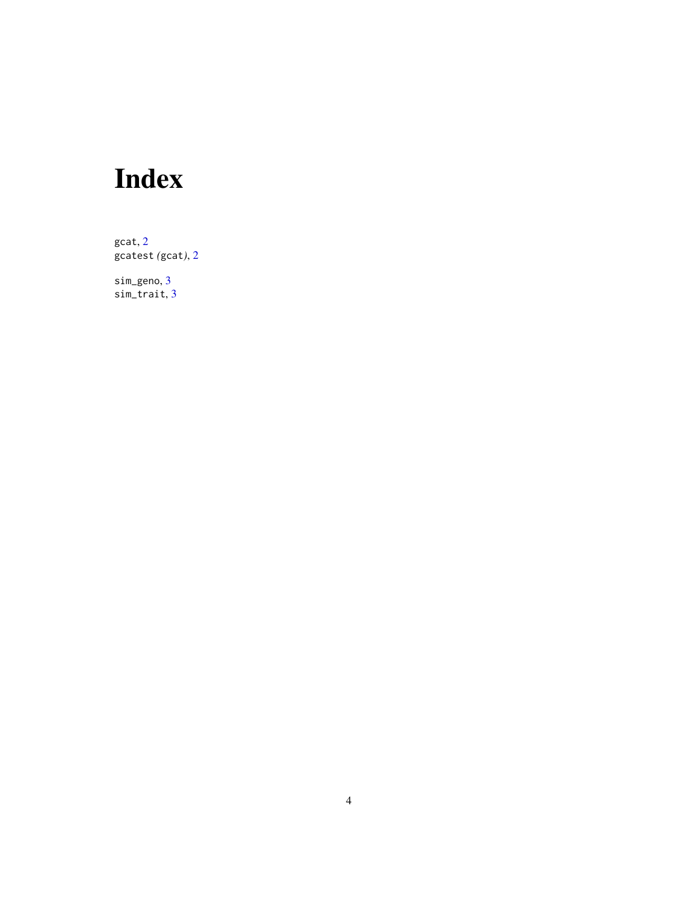# Index

gcat, 2
gcatest (gcat), 2

sim_geno, 3
sim_trait, 3